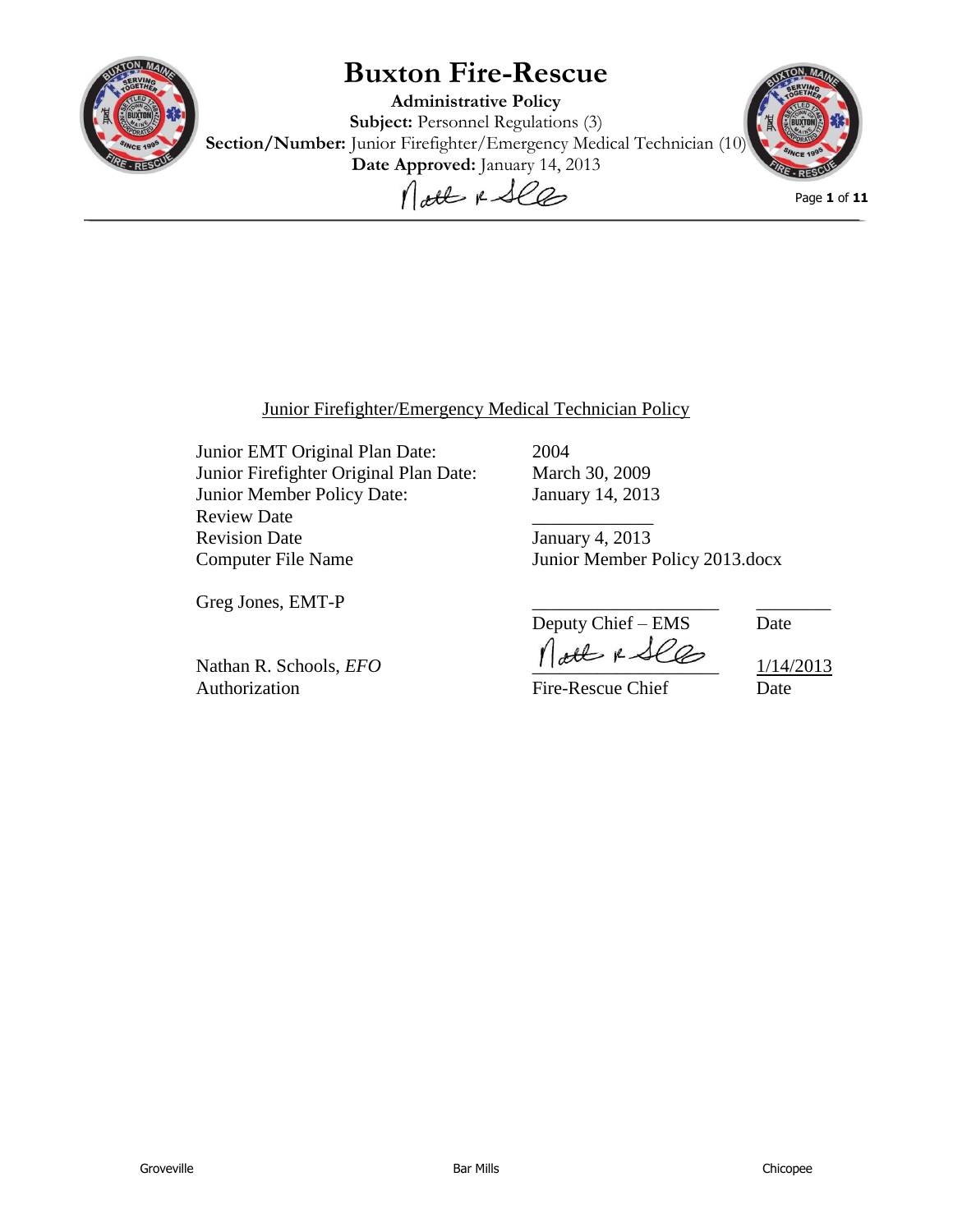# Buxton Fire-Rescue

**Administrative Policy**
**Subject:** Personnel Regulations (3)
**Section/Number:** Junior Firefighter/Emergency Medical Technician (10)
**Date Approved:** January 14, 2013

Junior Firefighter/Emergency Medical Technician Policy

| | |
|---|---|
| Junior EMT Original Plan Date: | 2004 |
| Junior Firefighter Original Plan Date: | March 30, 2009 |
| Junior Member Policy Date: | January 14, 2013 |
| Review Date | _____________ |
| Revision Date | January 4, 2013 |
| Computer File Name | Junior Member Policy 2013.docx |

| | | |
|---|---|---|
| Greg Jones, EMT-P | ____________________<br>Deputy Chief – EMS | ________<br>Date |
| Nathan R. Schools, *EFO*<br>Authorization | ____________________<br>Fire-Rescue Chief | 1/14/2013<br>Date |

Groveville Bar Mills Chicopee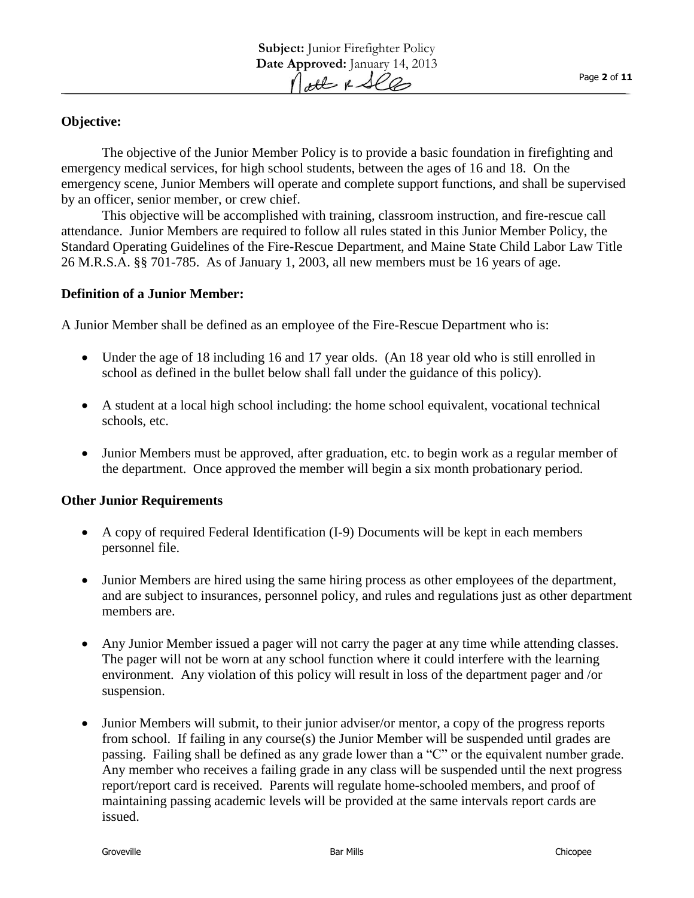**Objective:**

The objective of the Junior Member Policy is to provide a basic foundation in firefighting and emergency medical services, for high school students, between the ages of 16 and 18. On the emergency scene, Junior Members will operate and complete support functions, and shall be supervised by an officer, senior member, or crew chief.

This objective will be accomplished with training, classroom instruction, and fire-rescue call attendance. Junior Members are required to follow all rules stated in this Junior Member Policy, the Standard Operating Guidelines of the Fire-Rescue Department, and Maine State Child Labor Law Title 26 M.R.S.A. §§ 701-785. As of January 1, 2003, all new members must be 16 years of age.

**Definition of a Junior Member:**

A Junior Member shall be defined as an employee of the Fire-Rescue Department who is:

- Under the age of 18 including 16 and 17 year olds. (An 18 year old who is still enrolled in school as defined in the bullet below shall fall under the guidance of this policy).
- A student at a local high school including: the home school equivalent, vocational technical schools, etc.
- Junior Members must be approved, after graduation, etc. to begin work as a regular member of the department. Once approved the member will begin a six month probationary period.

**Other Junior Requirements**

- A copy of required Federal Identification (I-9) Documents will be kept in each members personnel file.
- Junior Members are hired using the same hiring process as other employees of the department, and are subject to insurances, personnel policy, and rules and regulations just as other department members are.
- Any Junior Member issued a pager will not carry the pager at any time while attending classes. The pager will not be worn at any school function where it could interfere with the learning environment. Any violation of this policy will result in loss of the department pager and /or suspension.
- Junior Members will submit, to their junior adviser/or mentor, a copy of the progress reports from school. If failing in any course(s) the Junior Member will be suspended until grades are passing. Failing shall be defined as any grade lower than a "C" or the equivalent number grade. Any member who receives a failing grade in any class will be suspended until the next progress report/report card is received. Parents will regulate home-schooled members, and proof of maintaining passing academic levels will be provided at the same intervals report cards are issued.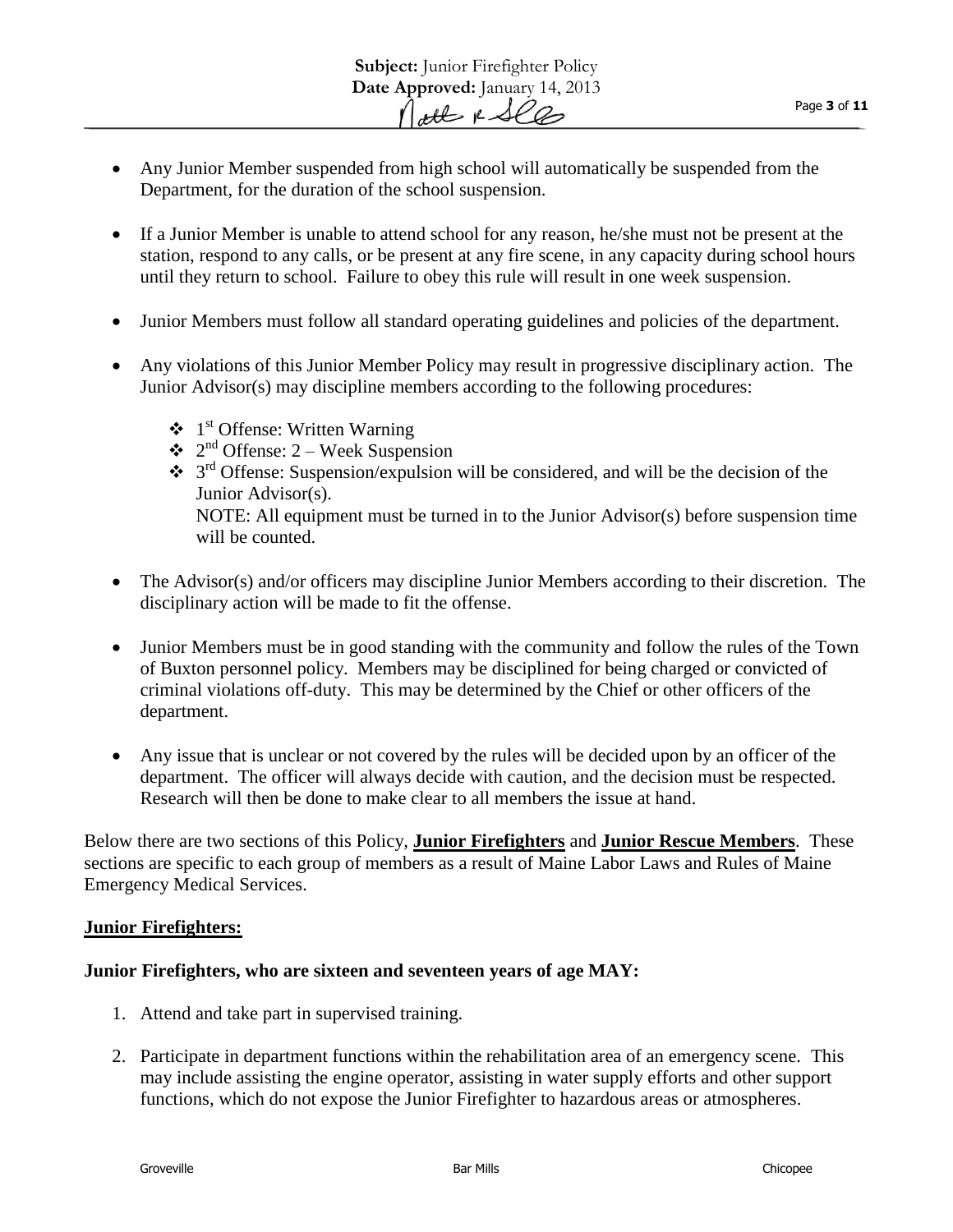- Any Junior Member suspended from high school will automatically be suspended from the Department, for the duration of the school suspension.

- If a Junior Member is unable to attend school for any reason, he/she must not be present at the station, respond to any calls, or be present at any fire scene, in any capacity during school hours until they return to school. Failure to obey this rule will result in one week suspension.

- Junior Members must follow all standard operating guidelines and policies of the department.

- Any violations of this Junior Member Policy may result in progressive disciplinary action. The Junior Advisor(s) may discipline members according to the following procedures:

  - 1st Offense: Written Warning
  - 2nd Offense: 2 – Week Suspension
  - 3rd Offense: Suspension/expulsion will be considered, and will be the decision of the Junior Advisor(s).
    NOTE: All equipment must be turned in to the Junior Advisor(s) before suspension time will be counted.

- The Advisor(s) and/or officers may discipline Junior Members according to their discretion. The disciplinary action will be made to fit the offense.

- Junior Members must be in good standing with the community and follow the rules of the Town of Buxton personnel policy. Members may be disciplined for being charged or convicted of criminal violations off-duty. This may be determined by the Chief or other officers of the department.

- Any issue that is unclear or not covered by the rules will be decided upon by an officer of the department. The officer will always decide with caution, and the decision must be respected. Research will then be done to make clear to all members the issue at hand.

Below there are two sections of this Policy, **Junior Firefighters** and **Junior Rescue Members**. These sections are specific to each group of members as a result of Maine Labor Laws and Rules of Maine Emergency Medical Services.

**Junior Firefighters:**

**Junior Firefighters, who are sixteen and seventeen years of age MAY:**

1. Attend and take part in supervised training.

2. Participate in department functions within the rehabilitation area of an emergency scene. This may include assisting the engine operator, assisting in water supply efforts and other support functions, which do not expose the Junior Firefighter to hazardous areas or atmospheres.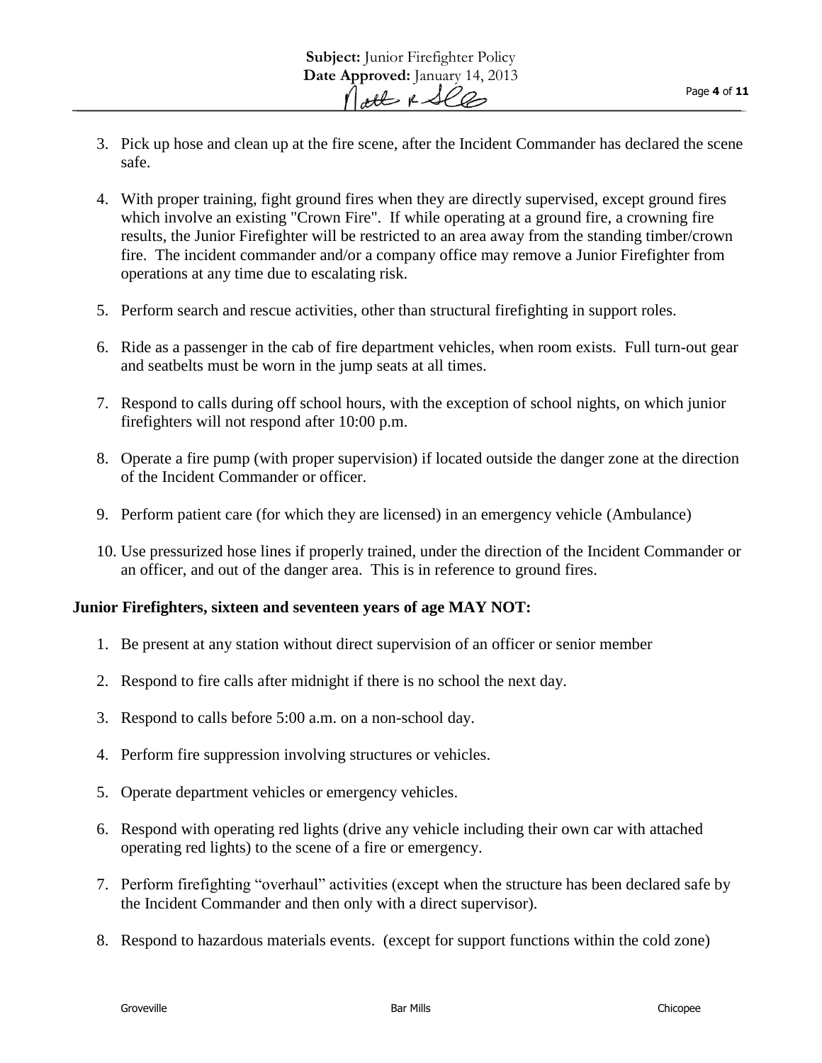3. Pick up hose and clean up at the fire scene, after the Incident Commander has declared the scene safe.

4. With proper training, fight ground fires when they are directly supervised, except ground fires which involve an existing "Crown Fire". If while operating at a ground fire, a crowning fire results, the Junior Firefighter will be restricted to an area away from the standing timber/crown fire. The incident commander and/or a company office may remove a Junior Firefighter from operations at any time due to escalating risk.

5. Perform search and rescue activities, other than structural firefighting in support roles.

6. Ride as a passenger in the cab of fire department vehicles, when room exists. Full turn-out gear and seatbelts must be worn in the jump seats at all times.

7. Respond to calls during off school hours, with the exception of school nights, on which junior firefighters will not respond after 10:00 p.m.

8. Operate a fire pump (with proper supervision) if located outside the danger zone at the direction of the Incident Commander or officer.

9. Perform patient care (for which they are licensed) in an emergency vehicle (Ambulance)

10. Use pressurized hose lines if properly trained, under the direction of the Incident Commander or an officer, and out of the danger area. This is in reference to ground fires.

**Junior Firefighters, sixteen and seventeen years of age MAY NOT:**

1. Be present at any station without direct supervision of an officer or senior member

2. Respond to fire calls after midnight if there is no school the next day.

3. Respond to calls before 5:00 a.m. on a non-school day.

4. Perform fire suppression involving structures or vehicles.

5. Operate department vehicles or emergency vehicles.

6. Respond with operating red lights (drive any vehicle including their own car with attached operating red lights) to the scene of a fire or emergency.

7. Perform firefighting "overhaul" activities (except when the structure has been declared safe by the Incident Commander and then only with a direct supervisor).

8. Respond to hazardous materials events. (except for support functions within the cold zone)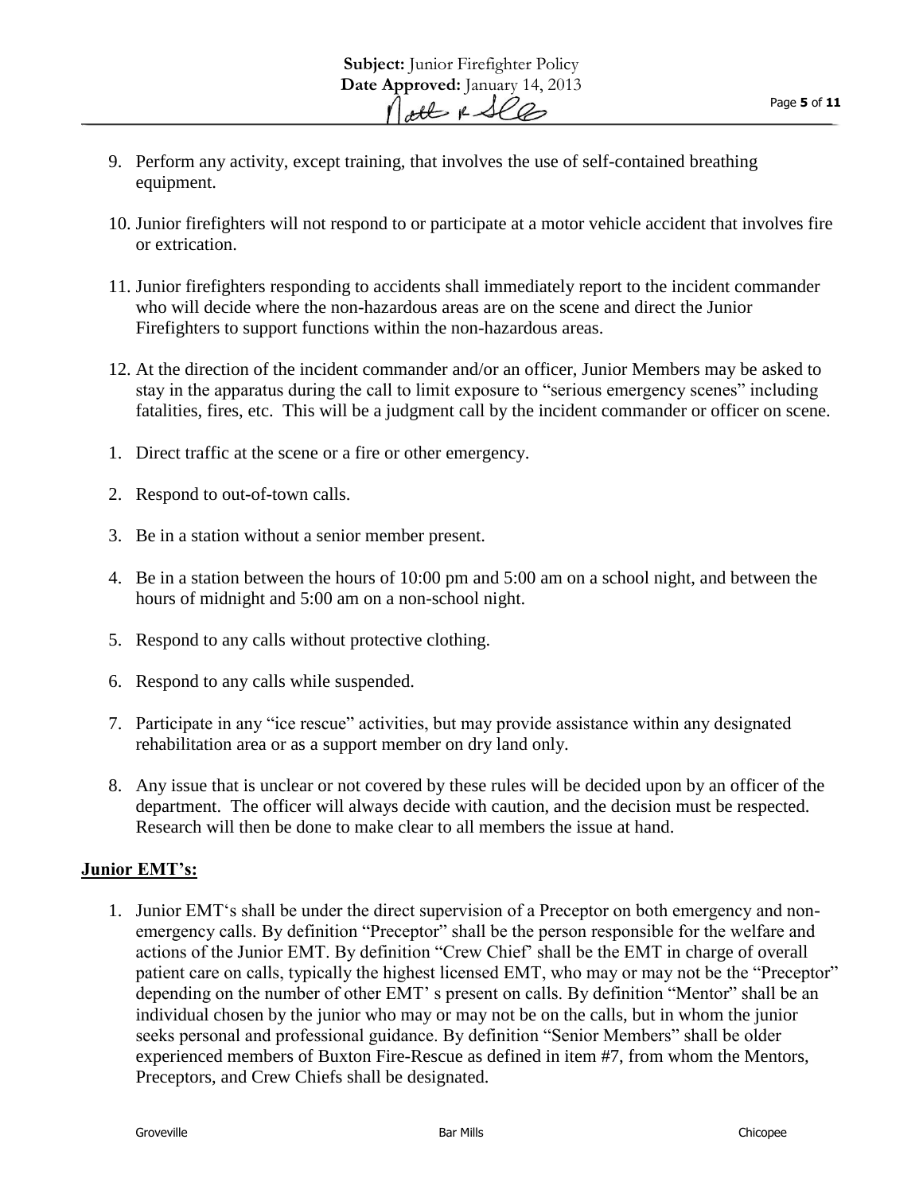9. Perform any activity, except training, that involves the use of self-contained breathing equipment.

10. Junior firefighters will not respond to or participate at a motor vehicle accident that involves fire or extrication.

11. Junior firefighters responding to accidents shall immediately report to the incident commander who will decide where the non-hazardous areas are on the scene and direct the Junior Firefighters to support functions within the non-hazardous areas.

12. At the direction of the incident commander and/or an officer, Junior Members may be asked to stay in the apparatus during the call to limit exposure to "serious emergency scenes" including fatalities, fires, etc. This will be a judgment call by the incident commander or officer on scene.

1. Direct traffic at the scene or a fire or other emergency.

2. Respond to out-of-town calls.

3. Be in a station without a senior member present.

4. Be in a station between the hours of 10:00 pm and 5:00 am on a school night, and between the hours of midnight and 5:00 am on a non-school night.

5. Respond to any calls without protective clothing.

6. Respond to any calls while suspended.

7. Participate in any "ice rescue" activities, but may provide assistance within any designated rehabilitation area or as a support member on dry land only.

8. Any issue that is unclear or not covered by these rules will be decided upon by an officer of the department. The officer will always decide with caution, and the decision must be respected. Research will then be done to make clear to all members the issue at hand.

**Junior EMT's:**

1. Junior EMT's shall be under the direct supervision of a Preceptor on both emergency and non-emergency calls. By definition "Preceptor" shall be the person responsible for the welfare and actions of the Junior EMT. By definition "Crew Chief' shall be the EMT in charge of overall patient care on calls, typically the highest licensed EMT, who may or may not be the "Preceptor" depending on the number of other EMT' s present on calls. By definition "Mentor" shall be an individual chosen by the junior who may or may not be on the calls, but in whom the junior seeks personal and professional guidance. By definition "Senior Members" shall be older experienced members of Buxton Fire-Rescue as defined in item #7, from whom the Mentors, Preceptors, and Crew Chiefs shall be designated.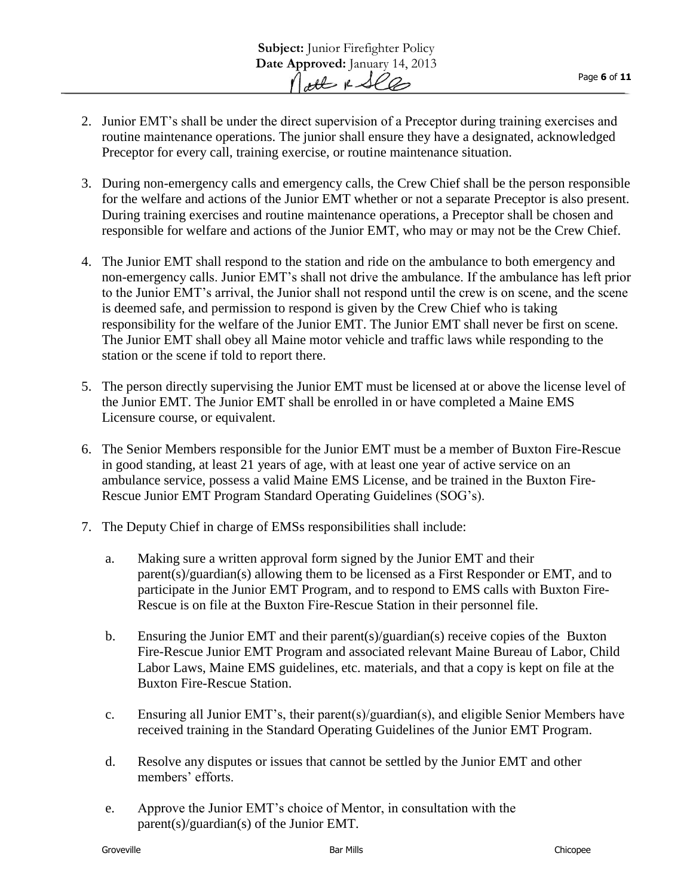2. Junior EMT's shall be under the direct supervision of a Preceptor during training exercises and routine maintenance operations. The junior shall ensure they have a designated, acknowledged Preceptor for every call, training exercise, or routine maintenance situation.

3. During non-emergency calls and emergency calls, the Crew Chief shall be the person responsible for the welfare and actions of the Junior EMT whether or not a separate Preceptor is also present. During training exercises and routine maintenance operations, a Preceptor shall be chosen and responsible for welfare and actions of the Junior EMT, who may or may not be the Crew Chief.

4. The Junior EMT shall respond to the station and ride on the ambulance to both emergency and non-emergency calls. Junior EMT's shall not drive the ambulance. If the ambulance has left prior to the Junior EMT's arrival, the Junior shall not respond until the crew is on scene, and the scene is deemed safe, and permission to respond is given by the Crew Chief who is taking responsibility for the welfare of the Junior EMT. The Junior EMT shall never be first on scene. The Junior EMT shall obey all Maine motor vehicle and traffic laws while responding to the station or the scene if told to report there.

5. The person directly supervising the Junior EMT must be licensed at or above the license level of the Junior EMT. The Junior EMT shall be enrolled in or have completed a Maine EMS Licensure course, or equivalent.

6. The Senior Members responsible for the Junior EMT must be a member of Buxton Fire-Rescue in good standing, at least 21 years of age, with at least one year of active service on an ambulance service, possess a valid Maine EMS License, and be trained in the Buxton Fire-Rescue Junior EMT Program Standard Operating Guidelines (SOG's).

7. The Deputy Chief in charge of EMSs responsibilities shall include:

   a. Making sure a written approval form signed by the Junior EMT and their parent(s)/guardian(s) allowing them to be licensed as a First Responder or EMT, and to participate in the Junior EMT Program, and to respond to EMS calls with Buxton Fire-Rescue is on file at the Buxton Fire-Rescue Station in their personnel file.

   b. Ensuring the Junior EMT and their parent(s)/guardian(s) receive copies of the Buxton Fire-Rescue Junior EMT Program and associated relevant Maine Bureau of Labor, Child Labor Laws, Maine EMS guidelines, etc. materials, and that a copy is kept on file at the Buxton Fire-Rescue Station.

   c. Ensuring all Junior EMT's, their parent(s)/guardian(s), and eligible Senior Members have received training in the Standard Operating Guidelines of the Junior EMT Program.

   d. Resolve any disputes or issues that cannot be settled by the Junior EMT and other members' efforts.

   e. Approve the Junior EMT's choice of Mentor, in consultation with the parent(s)/guardian(s) of the Junior EMT.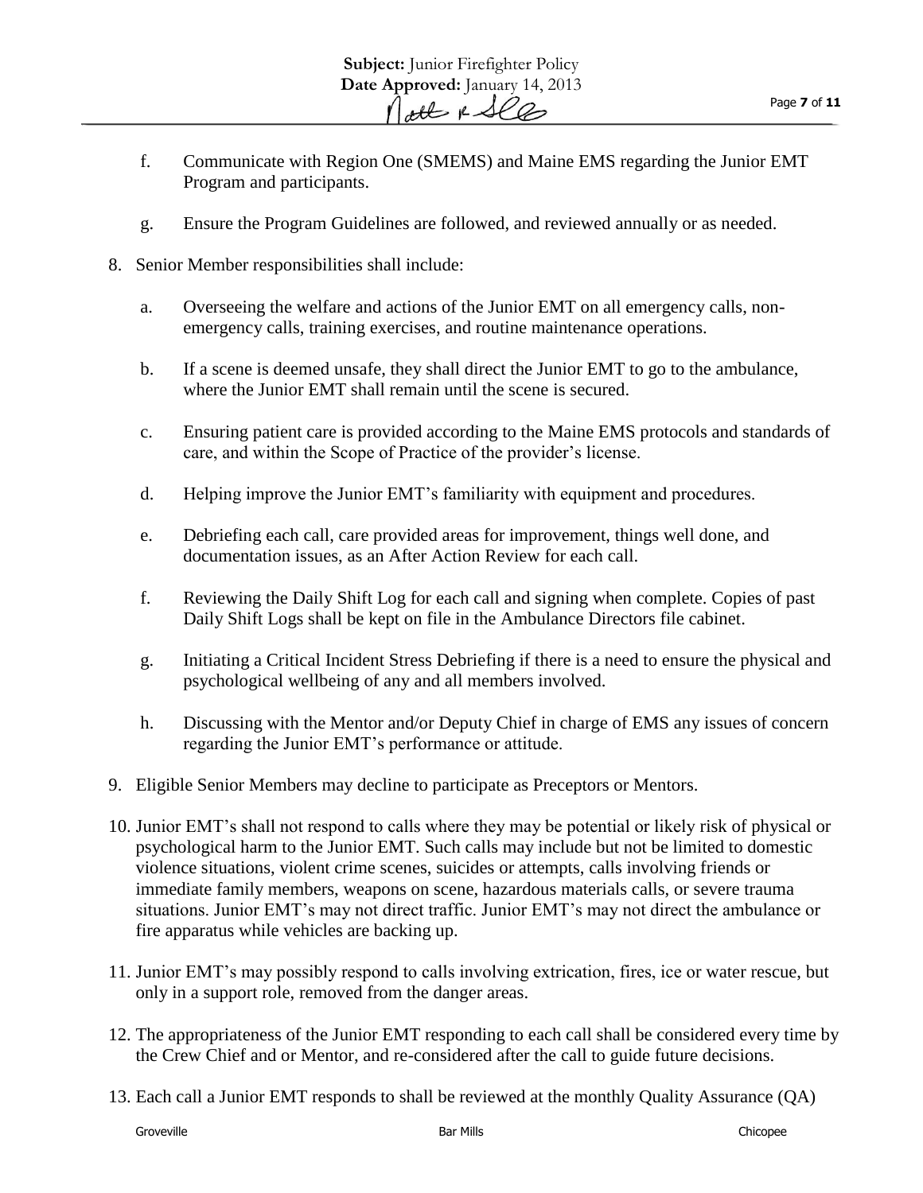f. Communicate with Region One (SMEMS) and Maine EMS regarding the Junior EMT Program and participants.

g. Ensure the Program Guidelines are followed, and reviewed annually or as needed.

8. Senior Member responsibilities shall include:

   a. Overseeing the welfare and actions of the Junior EMT on all emergency calls, non-emergency calls, training exercises, and routine maintenance operations.

   b. If a scene is deemed unsafe, they shall direct the Junior EMT to go to the ambulance, where the Junior EMT shall remain until the scene is secured.

   c. Ensuring patient care is provided according to the Maine EMS protocols and standards of care, and within the Scope of Practice of the provider's license.

   d. Helping improve the Junior EMT's familiarity with equipment and procedures.

   e. Debriefing each call, care provided areas for improvement, things well done, and documentation issues, as an After Action Review for each call.

   f. Reviewing the Daily Shift Log for each call and signing when complete. Copies of past Daily Shift Logs shall be kept on file in the Ambulance Directors file cabinet.

   g. Initiating a Critical Incident Stress Debriefing if there is a need to ensure the physical and psychological wellbeing of any and all members involved.

   h. Discussing with the Mentor and/or Deputy Chief in charge of EMS any issues of concern regarding the Junior EMT's performance or attitude.

9. Eligible Senior Members may decline to participate as Preceptors or Mentors.

10. Junior EMT's shall not respond to calls where they may be potential or likely risk of physical or psychological harm to the Junior EMT. Such calls may include but not be limited to domestic violence situations, violent crime scenes, suicides or attempts, calls involving friends or immediate family members, weapons on scene, hazardous materials calls, or severe trauma situations. Junior EMT's may not direct traffic. Junior EMT's may not direct the ambulance or fire apparatus while vehicles are backing up.

11. Junior EMT's may possibly respond to calls involving extrication, fires, ice or water rescue, but only in a support role, removed from the danger areas.

12. The appropriateness of the Junior EMT responding to each call shall be considered every time by the Crew Chief and or Mentor, and re-considered after the call to guide future decisions.

13. Each call a Junior EMT responds to shall be reviewed at the monthly Quality Assurance (QA)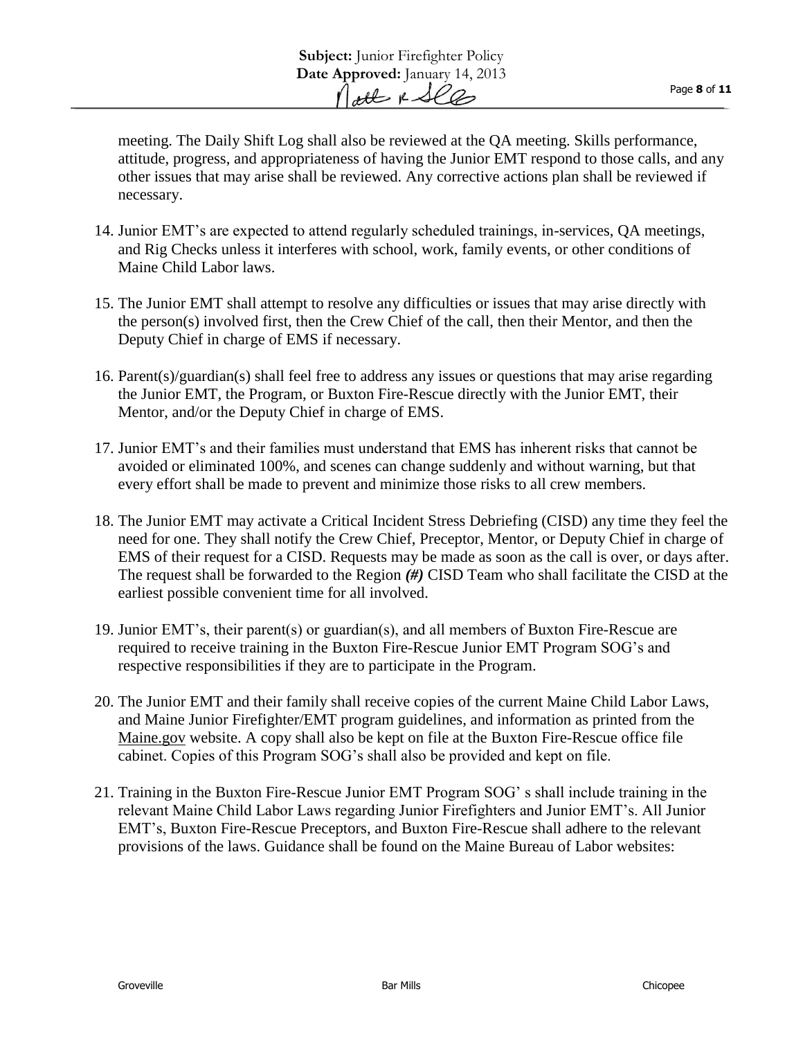meeting. The Daily Shift Log shall also be reviewed at the QA meeting. Skills performance, attitude, progress, and appropriateness of having the Junior EMT respond to those calls, and any other issues that may arise shall be reviewed. Any corrective actions plan shall be reviewed if necessary.

14. Junior EMT's are expected to attend regularly scheduled trainings, in-services, QA meetings, and Rig Checks unless it interferes with school, work, family events, or other conditions of Maine Child Labor laws.

15. The Junior EMT shall attempt to resolve any difficulties or issues that may arise directly with the person(s) involved first, then the Crew Chief of the call, then their Mentor, and then the Deputy Chief in charge of EMS if necessary.

16. Parent(s)/guardian(s) shall feel free to address any issues or questions that may arise regarding the Junior EMT, the Program, or Buxton Fire-Rescue directly with the Junior EMT, their Mentor, and/or the Deputy Chief in charge of EMS.

17. Junior EMT's and their families must understand that EMS has inherent risks that cannot be avoided or eliminated 100%, and scenes can change suddenly and without warning, but that every effort shall be made to prevent and minimize those risks to all crew members.

18. The Junior EMT may activate a Critical Incident Stress Debriefing (CISD) any time they feel the need for one. They shall notify the Crew Chief, Preceptor, Mentor, or Deputy Chief in charge of EMS of their request for a CISD. Requests may be made as soon as the call is over, or days after. The request shall be forwarded to the Region ***(#)*** CISD Team who shall facilitate the CISD at the earliest possible convenient time for all involved.

19. Junior EMT's, their parent(s) or guardian(s), and all members of Buxton Fire-Rescue are required to receive training in the Buxton Fire-Rescue Junior EMT Program SOG's and respective responsibilities if they are to participate in the Program.

20. The Junior EMT and their family shall receive copies of the current Maine Child Labor Laws, and Maine Junior Firefighter/EMT program guidelines, and information as printed from the Maine.gov website. A copy shall also be kept on file at the Buxton Fire-Rescue office file cabinet. Copies of this Program SOG's shall also be provided and kept on file.

21. Training in the Buxton Fire-Rescue Junior EMT Program SOG' s shall include training in the relevant Maine Child Labor Laws regarding Junior Firefighters and Junior EMT's. All Junior EMT's, Buxton Fire-Rescue Preceptors, and Buxton Fire-Rescue shall adhere to the relevant provisions of the laws. Guidance shall be found on the Maine Bureau of Labor websites: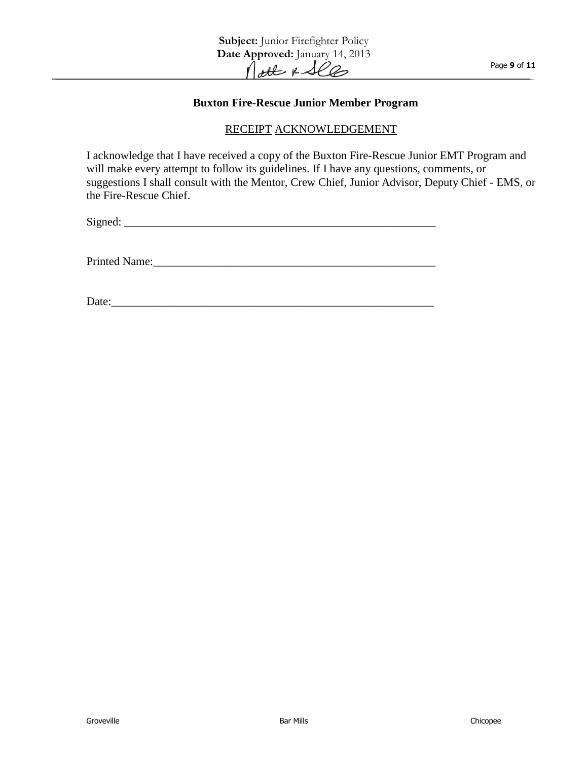## Buxton Fire-Rescue Junior Member Program

RECEIPT ACKNOWLEDGEMENT

I acknowledge that I have received a copy of the Buxton Fire-Rescue Junior EMT Program and will make every attempt to follow its guidelines. If I have any questions, comments, or suggestions I shall consult with the Mentor, Crew Chief, Junior Advisor, Deputy Chief - EMS, or the Fire-Rescue Chief.

Signed: _______________________________________________________

Printed Name:__________________________________________________

Date:_________________________________________________________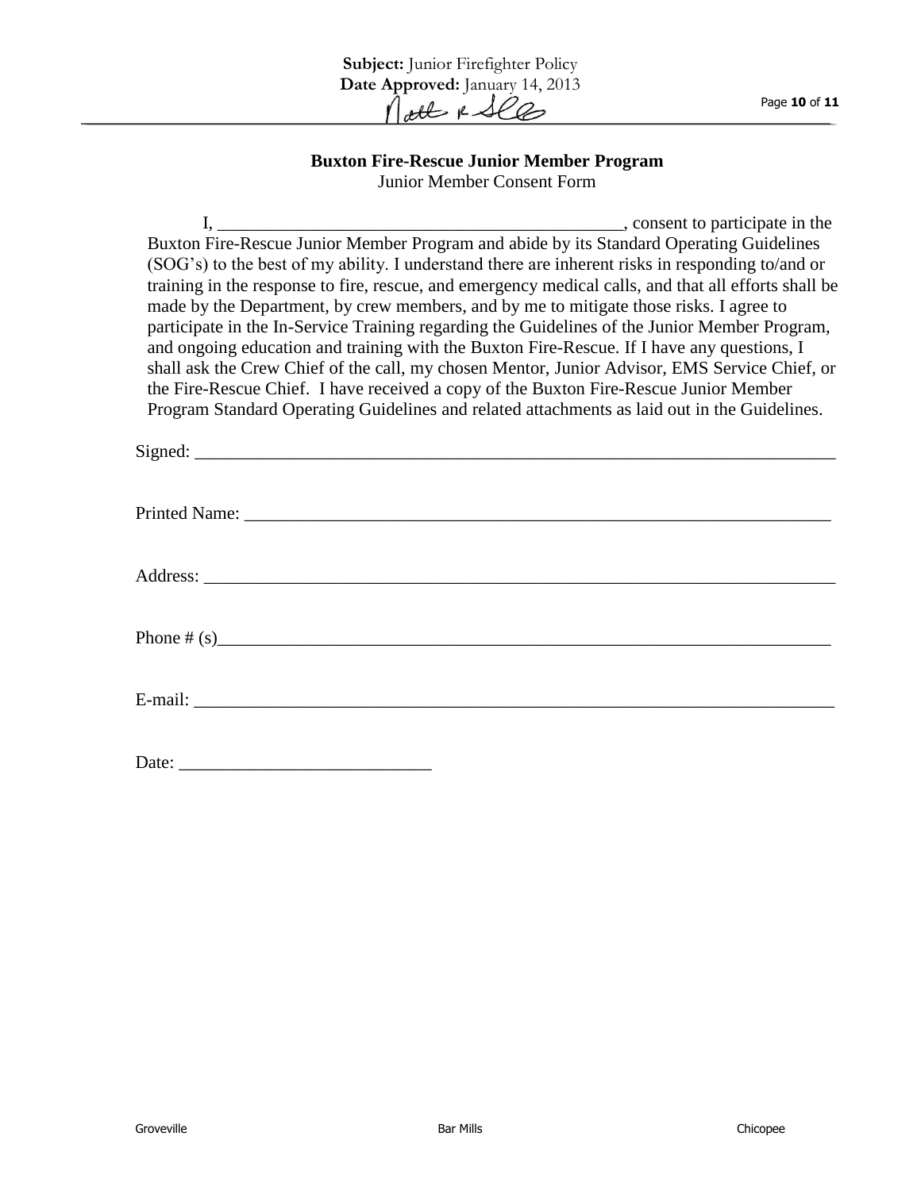**Buxton Fire-Rescue Junior Member Program**

Junior Member Consent Form

I, _____________________________________________, consent to participate in the Buxton Fire-Rescue Junior Member Program and abide by its Standard Operating Guidelines (SOG's) to the best of my ability. I understand there are inherent risks in responding to/and or training in the response to fire, rescue, and emergency medical calls, and that all efforts shall be made by the Department, by crew members, and by me to mitigate those risks. I agree to participate in the In-Service Training regarding the Guidelines of the Junior Member Program, and ongoing education and training with the Buxton Fire-Rescue. If I have any questions, I shall ask the Crew Chief of the call, my chosen Mentor, Junior Advisor, EMS Service Chief, or the Fire-Rescue Chief. I have received a copy of the Buxton Fire-Rescue Junior Member Program Standard Operating Guidelines and related attachments as laid out in the Guidelines.

Signed: ___________________________________________________________________________

Printed Name: ______________________________________________________________________

Address: __________________________________________________________________________

Phone # (s)________________________________________________________________________

E-mail: ___________________________________________________________________________

Date: ____________________________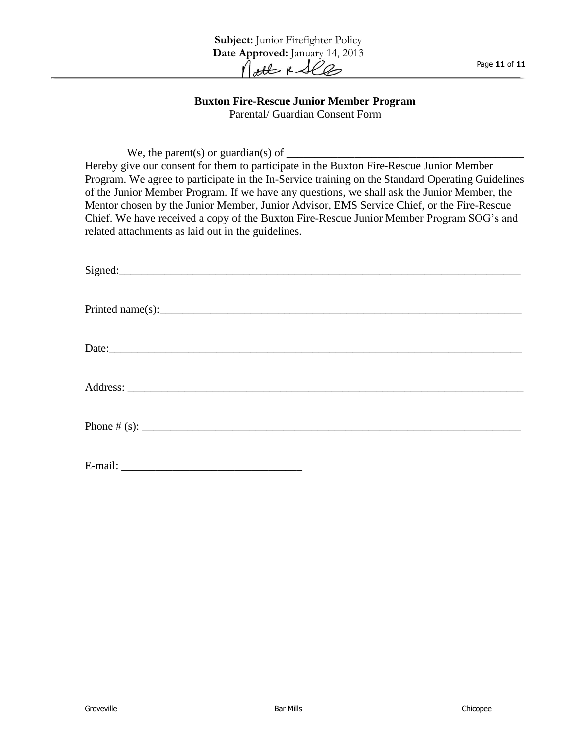**Buxton Fire-Rescue Junior Member Program**

Parental/ Guardian Consent Form

We, the parent(s) or guardian(s) of ___________________________________________
Hereby give our consent for them to participate in the Buxton Fire-Rescue Junior Member Program. We agree to participate in the In-Service training on the Standard Operating Guidelines of the Junior Member Program. If we have any questions, we shall ask the Junior Member, the Mentor chosen by the Junior Member, Junior Advisor, EMS Service Chief, or the Fire-Rescue Chief. We have received a copy of the Buxton Fire-Rescue Junior Member Program SOG's and related attachments as laid out in the guidelines.

Signed:___________________________________________________________________________

Printed name(s):____________________________________________________________________

Date:_____________________________________________________________________________

Address: __________________________________________________________________________

Phone # (s): _______________________________________________________________________

E-mail: ________________________________